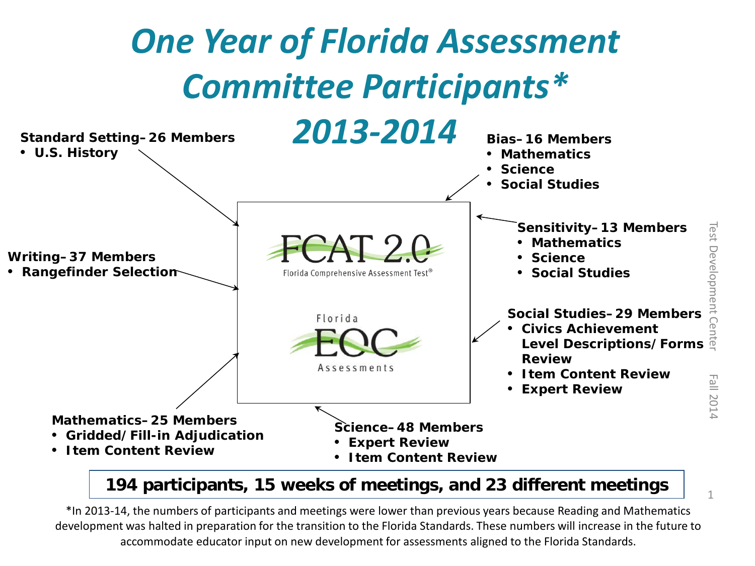# One Year of Florida Assessment Committee Participants* 2013-2014

**Standard Setting– 26 Members**
- **U.S. History**

**Bias– 16 Members**
- **Mathematics**
- **Science**
- **Social Studies**

**Sensitivity– 13 Members**
- **Mathematics**
- **Science**
- **Social Studies**

**Writing– 37 Members**
- **Rangefinder Selection**

FCAT 2.0

Florida Comprehensive Assessment Test®

Florida EOC Assessments

**Social Studies– 29 Members**
- **Civics Achievement Level Descriptions/ Forms Review**
- **Item Content Review**
- **Expert Review**

**Mathematics– 25 Members**
- **Gridded/ Fill-in Adjudication**
- **Item Content Review**

**Science– 48 Members**
- **Expert Review**
- **Item Content Review**

**194 participants, 15 weeks of meetings, and 23 different meetings**

*In 2013-14, the numbers of participants and meetings were lower than previous years because Reading and Mathematics development was halted in preparation for the transition to the Florida Standards. These numbers will increase in the future to accommodate educator input on new development for assessments aligned to the Florida Standards.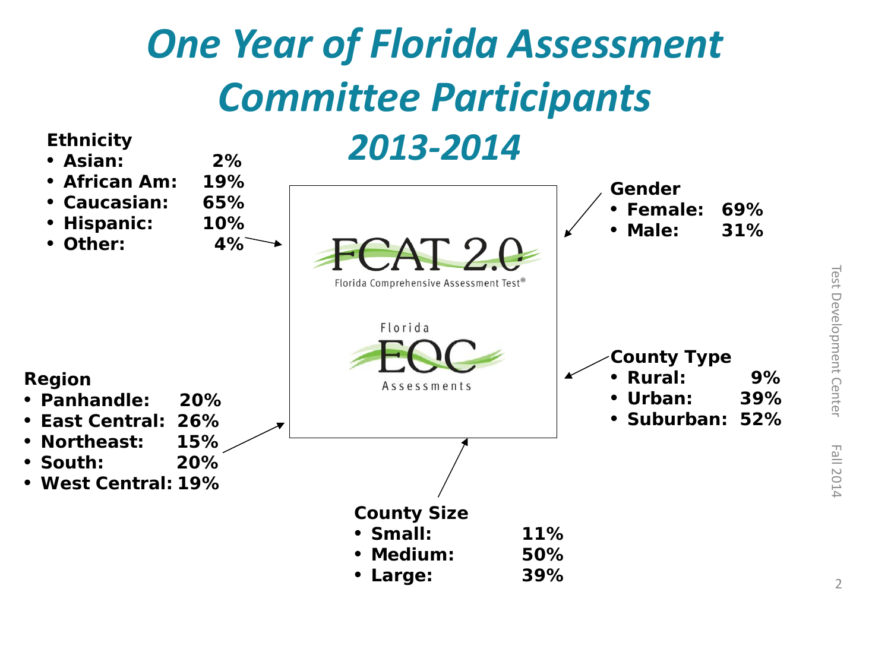# One Year of Florida Assessment Committee Participants 2013-2014

**Ethnicity**
- **Asian: 2%**
- **African Am: 19%**
- **Caucasian: 65%**
- **Hispanic: 10%**
- **Other: 4%**

**Gender**
- **Female: 69%**
- **Male: 31%**

FCAT 2.0
Florida Comprehensive Assessment Test®

Florida EOC Assessments

**Region**
- **Panhandle: 20%**
- **East Central: 26%**
- **Northeast: 15%**
- **South: 20%**
- **West Central: 19%**

**County Type**
- **Rural: 9%**
- **Urban: 39%**
- **Suburban: 52%**

**County Size**
- **Small: 11%**
- **Medium: 50%**
- **Large: 39%**